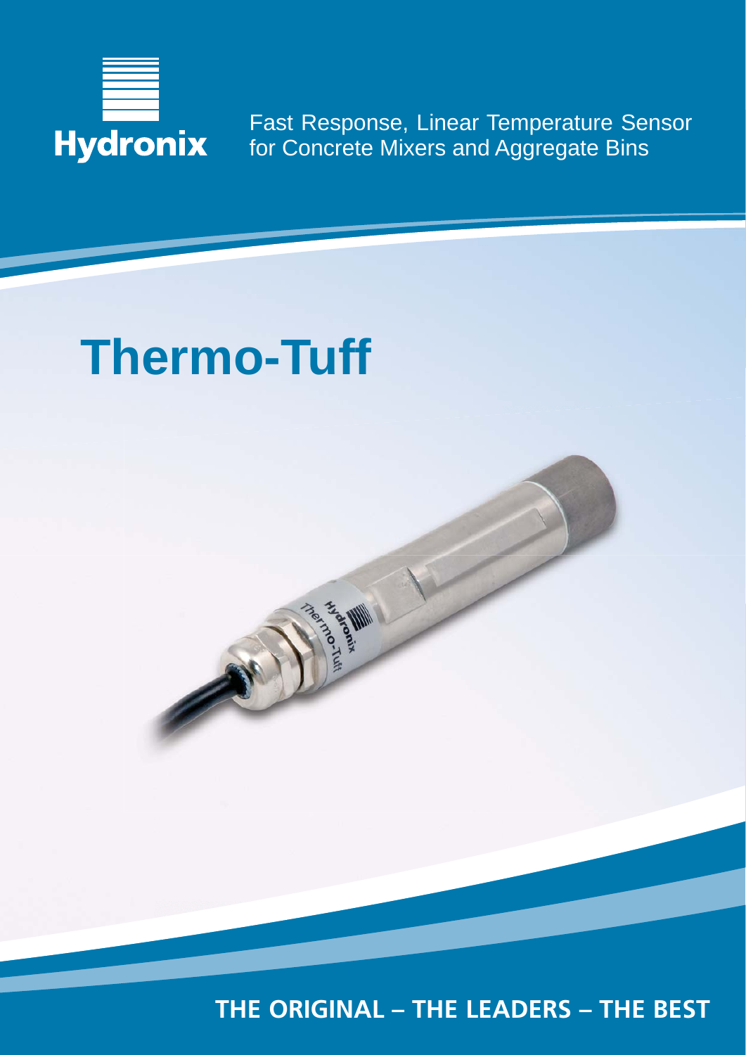Hydronix

Fast Response, Linear Temperature Sensor for Concrete Mixers and Aggregate Bins

# Thermo-Tuff

**THE ORIGINAL – THE LEADERS – THE BEST**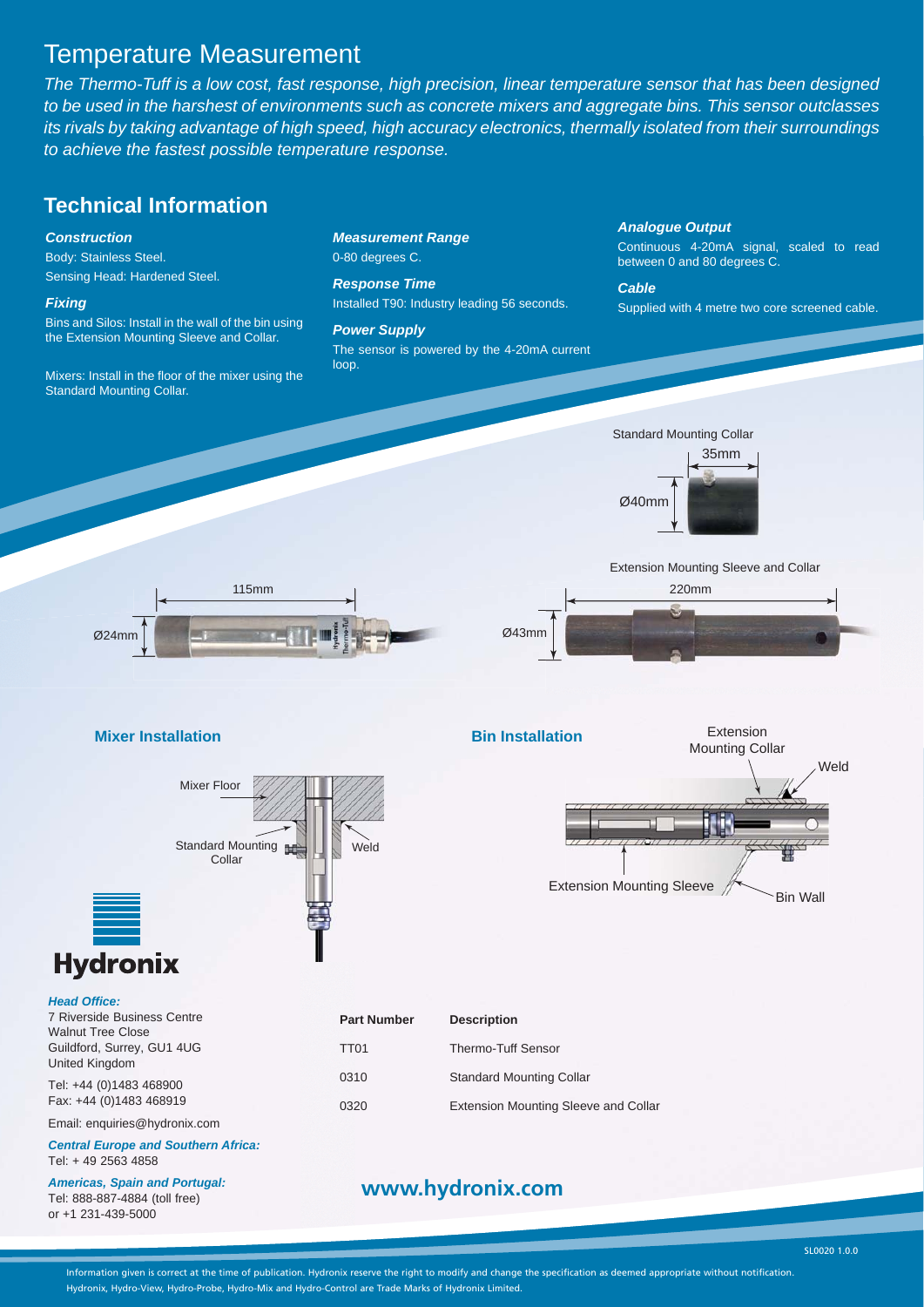# Temperature Measurement

*The Thermo-Tuff is a low cost, fast response, high precision, linear temperature sensor that has been designed to be used in the harshest of environments such as concrete mixers and aggregate bins. This sensor outclasses its rivals by taking advantage of high speed, high accuracy electronics, thermally isolated from their surroundings to achieve the fastest possible temperature response.*

## Technical Information

***Construction***

Body: Stainless Steel.

Sensing Head: Hardened Steel.

***Fixing***

Bins and Silos: Install in the wall of the bin using the Extension Mounting Sleeve and Collar.

Mixers: Install in the floor of the mixer using the Standard Mounting Collar.

***Measurement Range***

0-80 degrees C.

***Response Time***

Installed T90: Industry leading 56 seconds.

***Power Supply***

The sensor is powered by the 4-20mA current loop.

***Analogue Output***

Continuous 4-20mA signal, scaled to read between 0 and 80 degrees C.

***Cable***

Supplied with 4 metre two core screened cable.

Standard Mounting Collar

35mm

Ø40mm

Extension Mounting Sleeve and Collar

220mm

Ø43mm

115mm

Ø24mm

### Mixer Installation

Mixer Floor

Standard Mounting Collar

Weld

### Bin Installation

Extension Mounting Collar

Weld

Extension Mounting Sleeve

Bin Wall

**Hydronix**

***Head Office:***

7 Riverside Business Centre
Walnut Tree Close
Guildford, Surrey, GU1 4UG
United Kingdom

Tel: +44 (0)1483 468900
Fax: +44 (0)1483 468919

Email: enquiries@hydronix.com

***Central Europe and Southern Africa:***
Tel: + 49 2563 4858

***Americas, Spain and Portugal:***
Tel: 888-887-4884 (toll free)
or +1 231-439-5000

| Part Number | Description |
|---|---|
| TT01 | Thermo-Tuff Sensor |
| 0310 | Standard Mounting Collar |
| 0320 | Extension Mounting Sleeve and Collar |

**www.hydronix.com**

SL0020 1.0.0

Information given is correct at the time of publication. Hydronix reserve the right to modify and change the specification as deemed appropriate without notification.
Hydronix, Hydro-View, Hydro-Probe, Hydro-Mix and Hydro-Control are Trade Marks of Hydronix Limited.